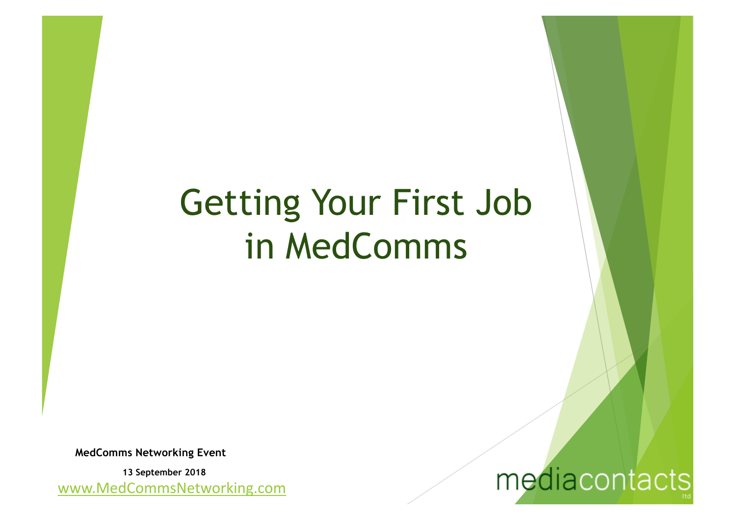# Getting Your First Job in MedComms

**MedComms Networking Event**

**13 September 2018**

www.MedCommsNetworking.com

mediacontacts ltd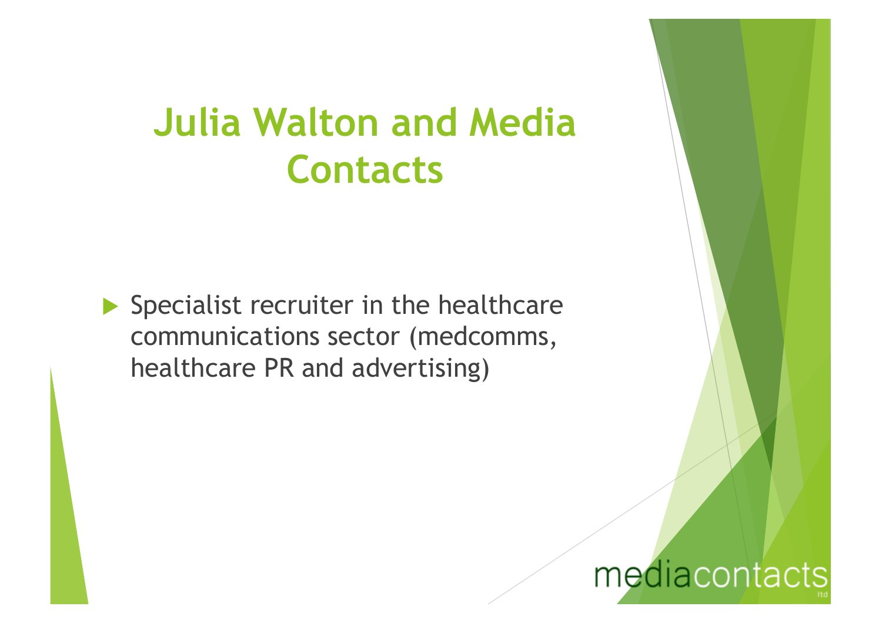# Julia Walton and Media Contacts

- Specialist recruiter in the healthcare communications sector (medcomms, healthcare PR and advertising)

mediacontacts ltd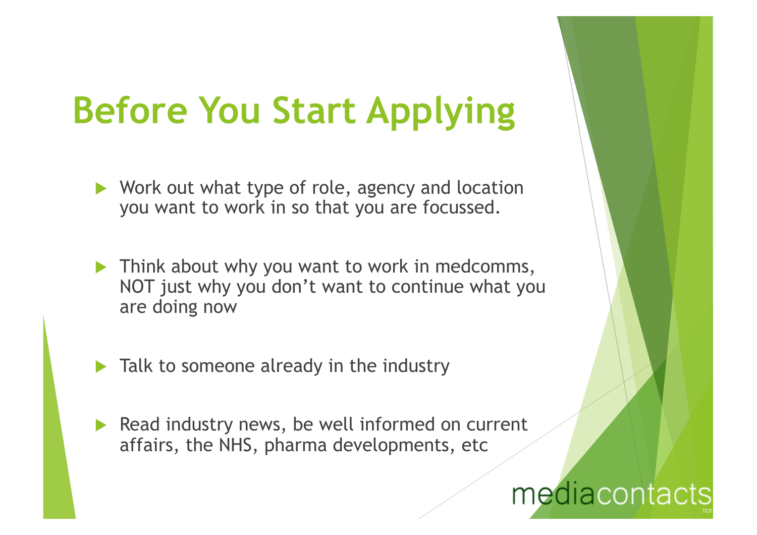# Before You Start Applying

- Work out what type of role, agency and location you want to work in so that you are focussed.
- Think about why you want to work in medcomms, NOT just why you don't want to continue what you are doing now
- Talk to someone already in the industry
- Read industry news, be well informed on current affairs, the NHS, pharma developments, etc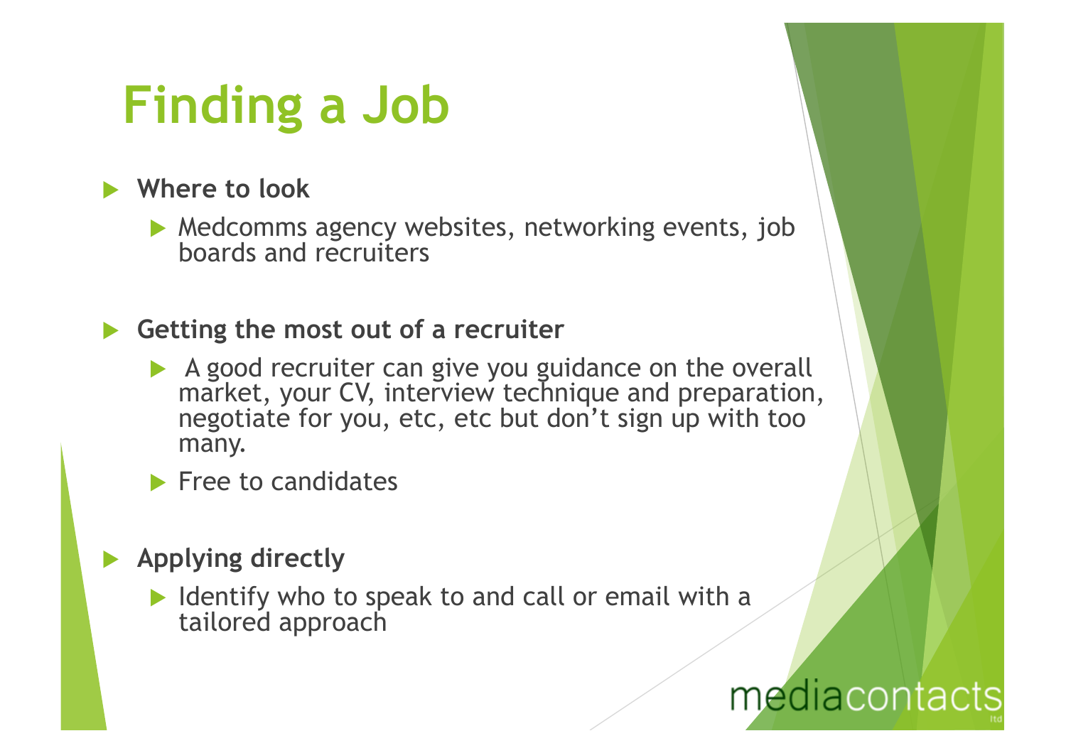# Finding a Job

- **Where to look**
  - Medcomms agency websites, networking events, job boards and recruiters

- **Getting the most out of a recruiter**
  - A good recruiter can give you guidance on the overall market, your CV, interview technique and preparation, negotiate for you, etc, etc but don't sign up with too many.
  - Free to candidates

- **Applying directly**
  - Identify who to speak to and call or email with a tailored approach

mediacontacts ltd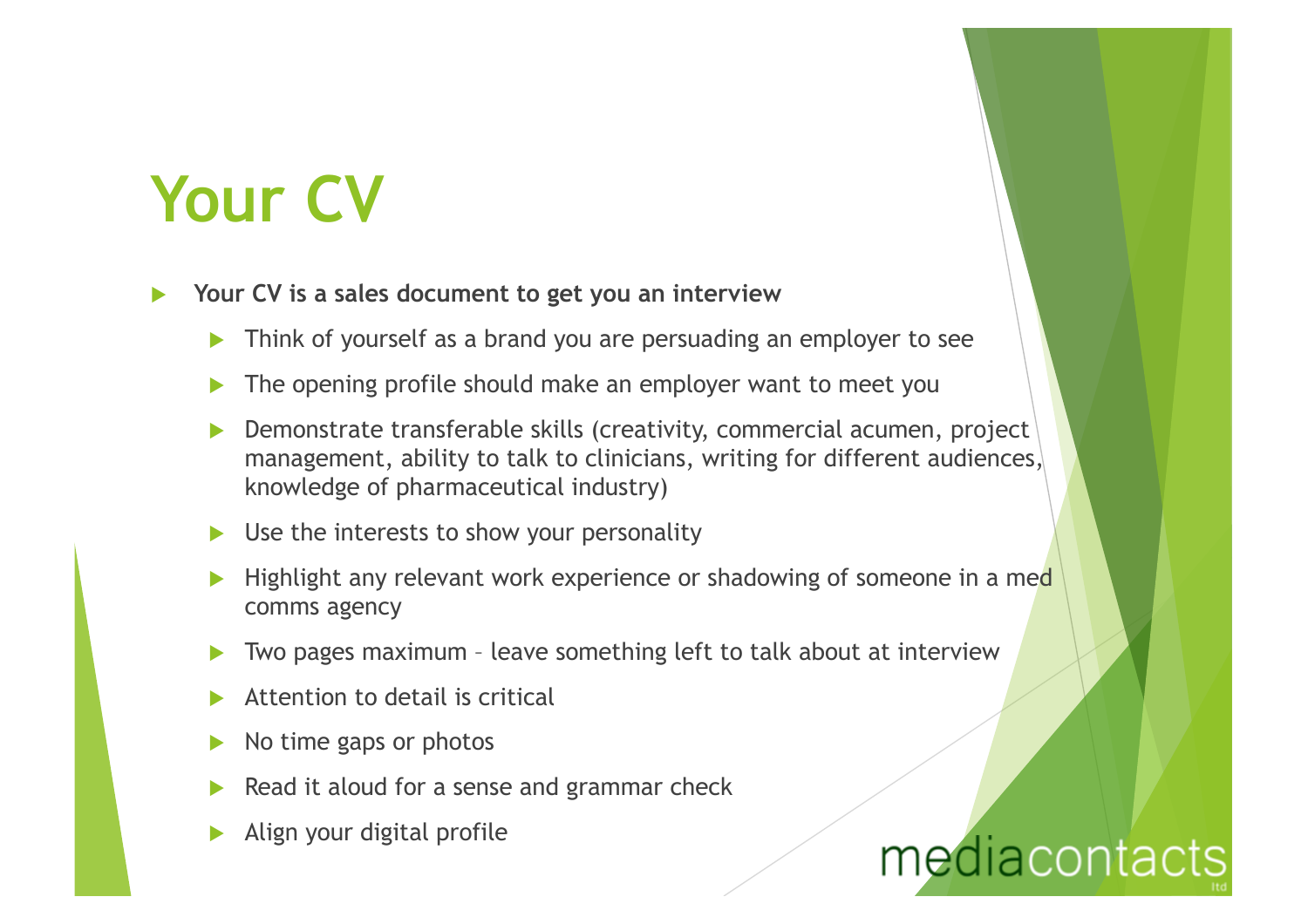# Your CV

- **Your CV is a sales document to get you an interview**
  - Think of yourself as a brand you are persuading an employer to see
  - The opening profile should make an employer want to meet you
  - Demonstrate transferable skills (creativity, commercial acumen, project management, ability to talk to clinicians, writing for different audiences, knowledge of pharmaceutical industry)
  - Use the interests to show your personality
  - Highlight any relevant work experience or shadowing of someone in a med comms agency
  - Two pages maximum – leave something left to talk about at interview
  - Attention to detail is critical
  - No time gaps or photos
  - Read it aloud for a sense and grammar check
  - Align your digital profile

mediacontacts ltd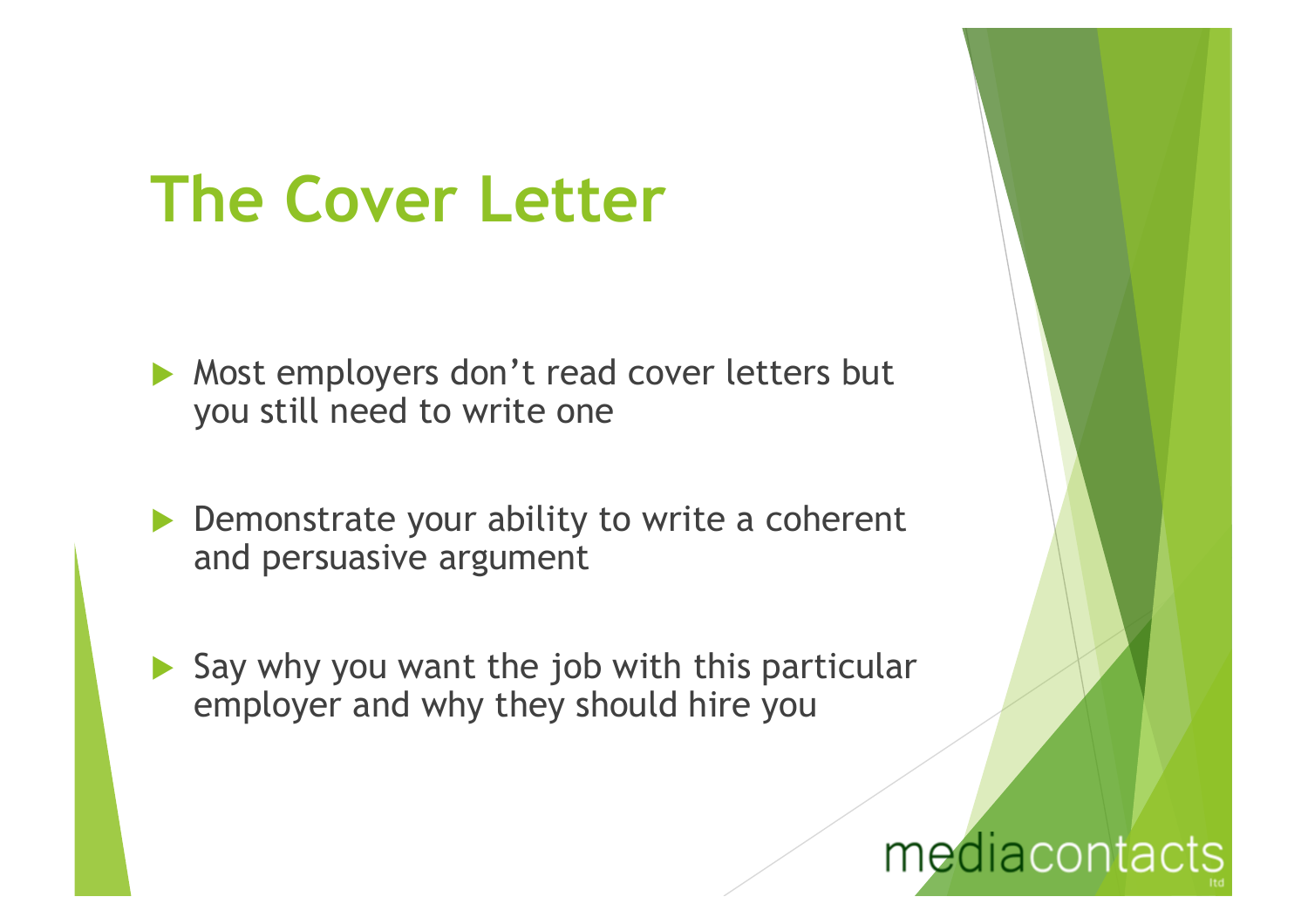# The Cover Letter

- Most employers don't read cover letters but you still need to write one
- Demonstrate your ability to write a coherent and persuasive argument
- Say why you want the job with this particular employer and why they should hire you

mediacontacts ltd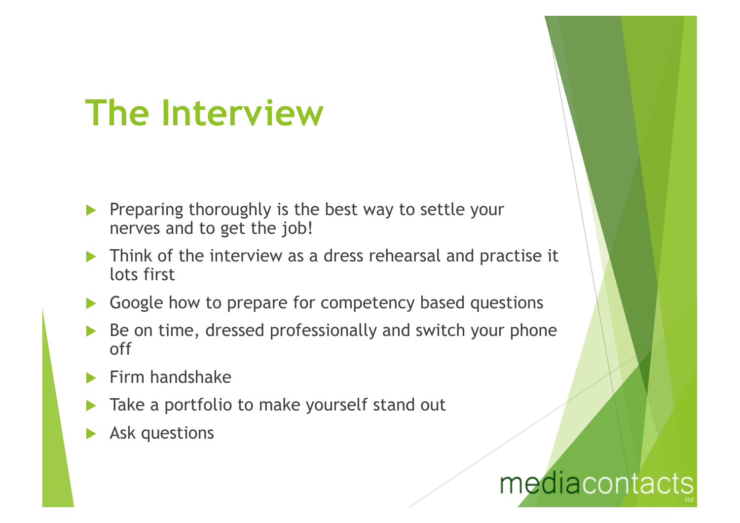# The Interview

- Preparing thoroughly is the best way to settle your nerves and to get the job!
- Think of the interview as a dress rehearsal and practise it lots first
- Google how to prepare for competency based questions
- Be on time, dressed professionally and switch your phone off
- Firm handshake
- Take a portfolio to make yourself stand out
- Ask questions

mediacontacts ltd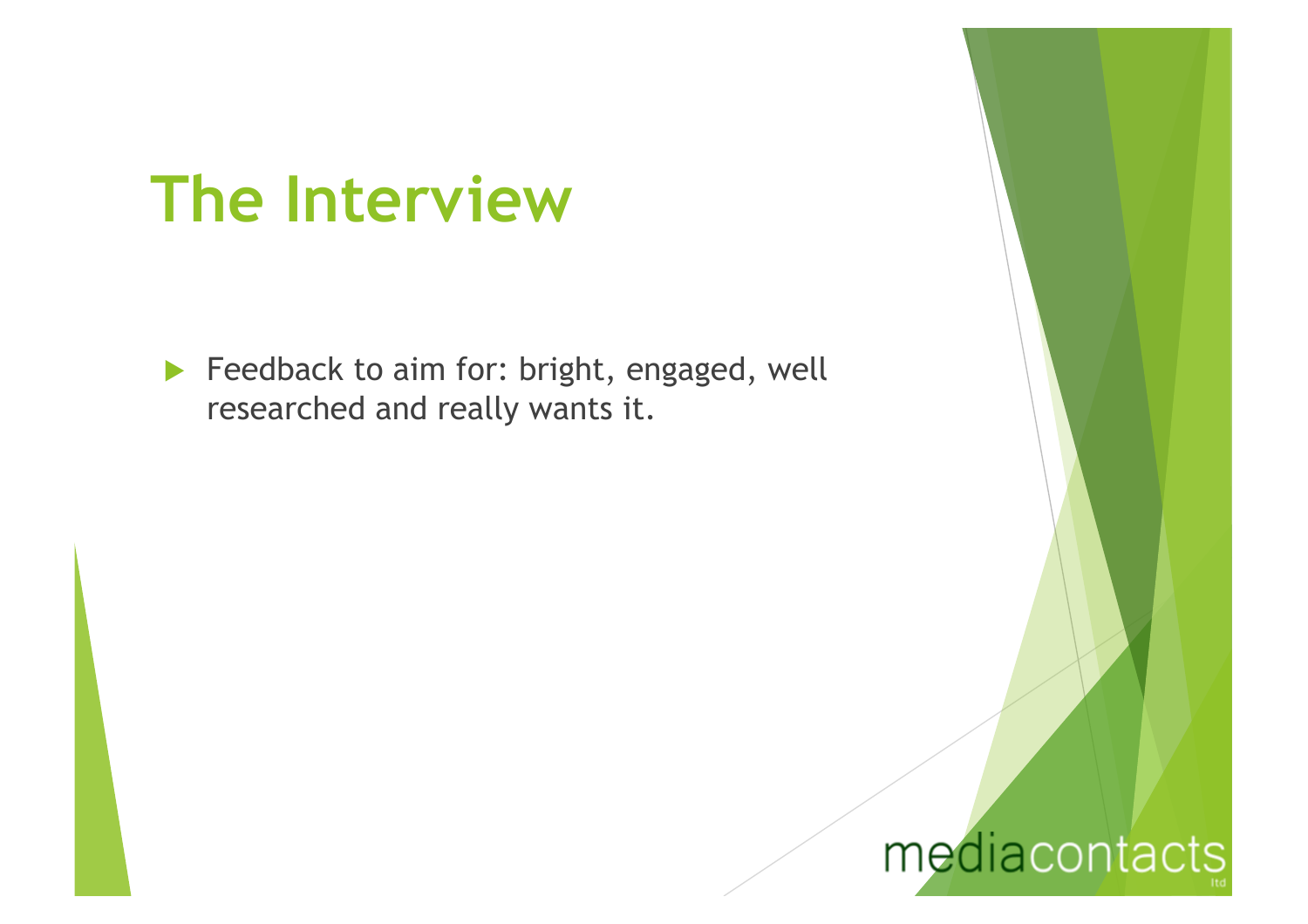# The Interview

- Feedback to aim for: bright, engaged, well researched and really wants it.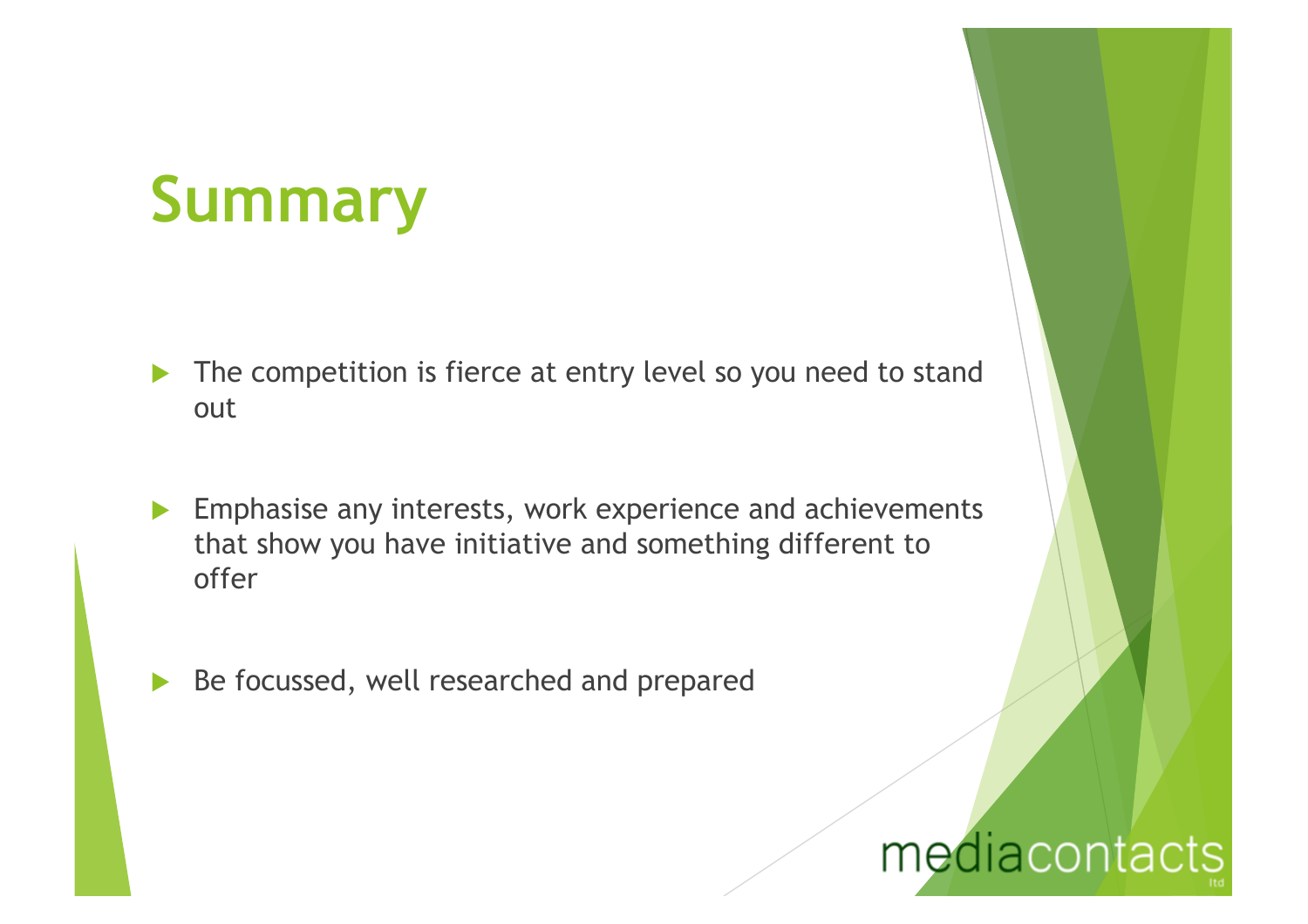# Summary

- The competition is fierce at entry level so you need to stand out
- Emphasise any interests, work experience and achievements that show you have initiative and something different to offer
- Be focussed, well researched and prepared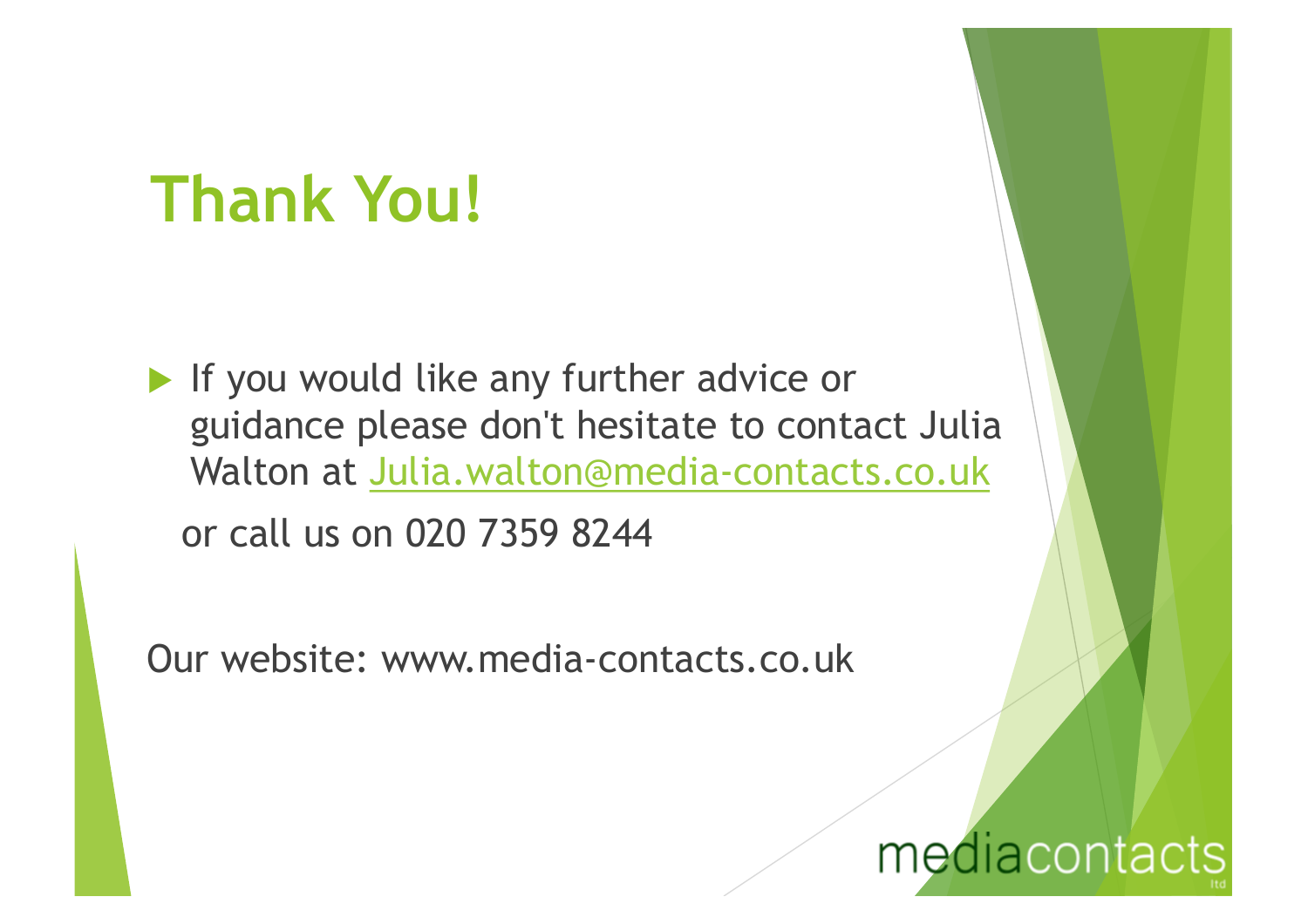# Thank You!

- If you would like any further advice or guidance please don't hesitate to contact Julia Walton at Julia.walton@media-contacts.co.uk

  or call us on 020 7359 8244

Our website: www.media-contacts.co.uk

mediacontacts ltd